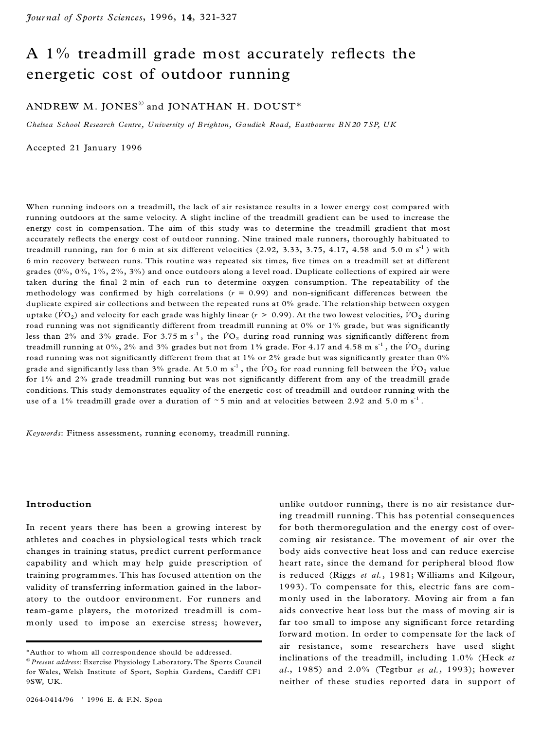# A 1% treadmill grade most accurately reflects the energetic cost of outdoor running

ANDREW M. JONES[©] and JONATHAN H. DOUST*

*Chelsea School Research Centre, University of Brighton, Gaudick Road, Eastbourne BN20 7SP, UK*

Accepted 21 January 1996

When running indoors on a treadmill, the lack of air resistance results in a lower energy cost compared with running outdoors at the same velocity. A slight incline of the treadmill gradient can be used to increase the energy cost in compensation. The aim of this study was to determine the treadmill gradient that most accurately reflects the energy cost of outdoor running. Nine trained male runners, thoroughly habituated to treadmill running, ran for 6 min at six different velocities (2.92, 3.33, 3.75, 4.17, 4.58 and 5.0 m $s^{-1}$) with 6 min recovery between runs. This routine was repeated six times, five times on a treadmill set at different grades (0%, 0%, 1%, 2%, 3%) and once outdoors along a level road. Duplicate collections of expired air were taken during the final 2 min of each run to determine oxygen consumption. The repeatability of the methodology was confirmed by high correlations ($r$ = 0.99) and non-significant differences between the duplicate expired air collections and between the repeated runs at 0% grade. The relationship between oxygen uptake ($\dot{V}O_2$) and velocity for each grade was highly linear ($r$ > 0.99). At the two lowest velocities, $\dot{V}O_2$ during road running was not significantly different from treadmill running at 0% or 1% grade, but was significantly less than 2% and 3% grade. For 3.75 m $s^{-1}$, the $\dot{V}O_2$ during road running was significantly different from treadmill running at 0%, 2% and 3% grades but not from 1% grade. For 4.17 and 4.58 m $s^{-1}$, the $\dot{V}O_2$ during road running was not significantly different from that at 1% or 2% grade but was significantly greater than 0% grade and significantly less than 3% grade. At 5.0 m $s^{-1}$, the $\dot{V}O_2$ for road running fell between the $\dot{V}O_2$ value for 1% and 2% grade treadmill running but was not significantly different from any of the treadmill grade conditions. This study demonstrates equality of the energetic cost of treadmill and outdoor running with the use of a 1% treadmill grade over a duration of ~5 min and at velocities between 2.92 and 5.0 m $s^{-1}$.

*Keywords*: Fitness assessment, running economy, treadmill running.

## Introduction

In recent years there has been a growing interest by athletes and coaches in physiological tests which track changes in training status, predict current performance capability and which may help guide prescription of training programmes. This has focused attention on the validity of transferring information gained in the laboratory to the outdoor environment. For runners and team-game players, the motorized treadmill is commonly used to impose an exercise stress; however, unlike outdoor running, there is no air resistance during treadmill running. This has potential consequences for both thermoregulation and the energy cost of overcoming air resistance. The movement of air over the body aids convective heat loss and can reduce exercise heart rate, since the demand for peripheral blood flow is reduced (Riggs *et al.*, 1981; Williams and Kilgour, 1993). To compensate for this, electric fans are commonly used in the laboratory. Moving air from a fan aids convective heat loss but the mass of moving air is far too small to impose any significant force retarding forward motion. In order to compensate for the lack of air resistance, some researchers have used slight inclinations of the treadmill, including 1.0% (Heck *et al.*, 1985) and 2.0% (Tegtbur *et al.*, 1993); however neither of these studies reported data in support of

*Author to whom all correspondence should be addressed.
[©] *Present address*: Exercise Physiology Laboratory, The Sports Council for Wales, Welsh Institute of Sport, Sophia Gardens, Cardiff CF1 9SW, UK.

0264-0414/96 © 1996 E. & F.N. Spon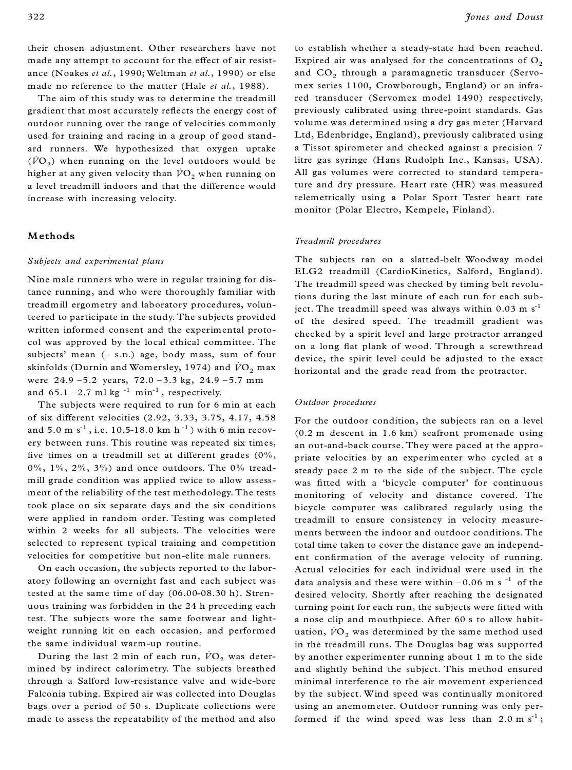their chosen adjustment. Other researchers have not made any attempt to account for the effect of air resistance (Noakes *et al.*, 1990; Weltman *et al.*, 1990) or else made no reference to the matter (Hale *et al.*, 1988).

The aim of this study was to determine the treadmill gradient that most accurately reflects the energy cost of outdoor running over the range of velocities commonly used for training and racing in a group of good standard runners. We hypothesized that oxygen uptake ($\dot{V}O_2$) when running on the level outdoors would be higher at any given velocity than $\dot{V}O_2$ when running on a level treadmill indoors and that the difference would increase with increasing velocity.

## Methods

### *Subjects and experimental plans*

Nine male runners who were in regular training for distance running, and who were thoroughly familiar with treadmill ergometry and laboratory procedures, volunteered to participate in the study. The subjects provided written informed consent and the experimental protocol was approved by the local ethical committee. The subjects' mean (– S.D.) age, body mass, sum of four skinfolds (Durnin and Womersley, 1974) and $\dot{V}O_2$ max were 24.9 –5.2 years, 72.0 –3.3 kg, 24.9 –5.7 mm and 65.1 –2.7 ml kg $^{-1}$ min$^{-1}$, respectively.

The subjects were required to run for 6 min at each of six different velocities (2.92, 3.33, 3.75, 4.17, 4.58 and 5.0 m s$^{-1}$, i.e. 10.5-18.0 km h$^{-1}$) with 6 min recovery between runs. This routine was repeated six times, five times on a treadmill set at different grades (0%, 0%, 1%, 2%, 3%) and once outdoors. The 0% treadmill grade condition was applied twice to allow assessment of the reliability of the test methodology. The tests took place on six separate days and the six conditions were applied in random order. Testing was completed within 2 weeks for all subjects. The velocities were selected to represent typical training and competition velocities for competitive but non-elite male runners.

On each occasion, the subjects reported to the laboratory following an overnight fast and each subject was tested at the same time of day (06.00-08.30 h). Strenuous training was forbidden in the 24 h preceding each test. The subjects wore the same footwear and lightweight running kit on each occasion, and performed the same individual warm-up routine.

During the last 2 min of each run, $\dot{V}O_2$ was determined by indirect calorimetry. The subjects breathed through a Salford low-resistance valve and wide-bore Falconia tubing. Expired air was collected into Douglas bags over a period of 50 s. Duplicate collections were made to assess the repeatability of the method and also to establish whether a steady-state had been reached. Expired air was analysed for the concentrations of $O_2$ and $CO_2$ through a paramagnetic transducer (Servomex series 1100, Crowborough, England) or an infrared transducer (Servomex model 1490) respectively, previously calibrated using three-point standards. Gas volume was determined using a dry gas meter (Harvard Ltd, Edenbridge, England), previously calibrated using a Tissot spirometer and checked against a precision 7 litre gas syringe (Hans Rudolph Inc., Kansas, USA). All gas volumes were corrected to standard temperature and dry pressure. Heart rate (HR) was measured telemetrically using a Polar Sport Tester heart rate monitor (Polar Electro, Kempele, Finland).

### *Treadmill procedures*

The subjects ran on a slatted-belt Woodway model ELG2 treadmill (CardioKinetics, Salford, England). The treadmill speed was checked by timing belt revolutions during the last minute of each run for each subject. The treadmill speed was always within 0.03 m s$^{-1}$ of the desired speed. The treadmill gradient was checked by a spirit level and large protractor arranged on a long flat plank of wood. Through a screwthread device, the spirit level could be adjusted to the exact horizontal and the grade read from the protractor.

### *Outdoor procedures*

For the outdoor condition, the subjects ran on a level (0.2 m descent in 1.6 km) seafront promenade using an out-and-back course. They were paced at the appropriate velocities by an experimenter who cycled at a steady pace 2 m to the side of the subject. The cycle was fitted with a 'bicycle computer' for continuous monitoring of velocity and distance covered. The bicycle computer was calibrated regularly using the treadmill to ensure consistency in velocity measurements between the indoor and outdoor conditions. The total time taken to cover the distance gave an independent confirmation of the average velocity of running. Actual velocities for each individual were used in the data analysis and these were within –0.06 m s $^{-1}$ of the desired velocity. Shortly after reaching the designated turning point for each run, the subjects were fitted with a nose clip and mouthpiece. After 60 s to allow habituation, $\dot{V}O_2$ was determined by the same method used in the treadmill runs. The Douglas bag was supported by another experimenter running about 1 m to the side and slightly behind the subject. This method ensured minimal interference to the air movement experienced by the subject. Wind speed was continually monitored using an anemometer. Outdoor running was only performed if the wind speed was less than 2.0 m s$^{-1}$;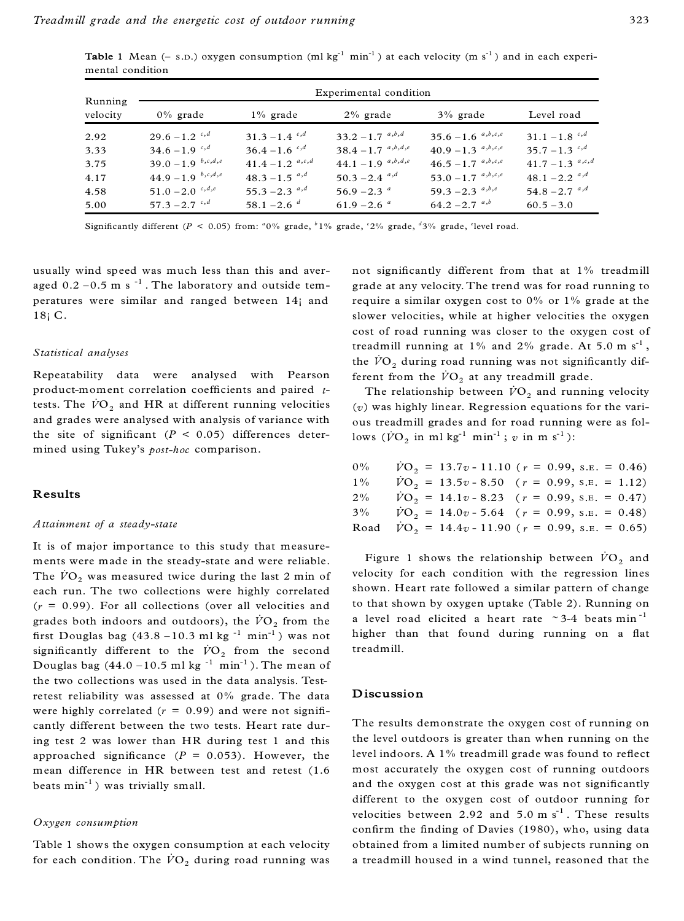**Table 1** Mean (– S.D.) oxygen consumption (ml kg$^{-1}$ min$^{-1}$) at each velocity (m s$^{-1}$) and in each experimental condition

| Running velocity | Experimental condition | | | | |
|---|---|---|---|---|---|
| | 0% grade | 1% grade | 2% grade | 3% grade | Level road |
| 2.92 | 29.6 –1.2 $^{c,d}$ | 31.3 –1.4 $^{c,d}$ | 33.2 –1.7 $^{a,b,d}$ | 35.6 –1.6 $^{a,b,c,e}$ | 31.1 –1.8 $^{c,d}$ |
| 3.33 | 34.6 –1.9 $^{c,d}$ | 36.4 –1.6 $^{c,d}$ | 38.4 –1.7 $^{a,b,d,e}$ | 40.9 –1.3 $^{a,b,c,e}$ | 35.7 –1.3 $^{c,d}$ |
| 3.75 | 39.0 –1.9 $^{b,c,d,e}$ | 41.4 –1.2 $^{a,c,d}$ | 44.1 –1.9 $^{a,b,d,e}$ | 46.5 –1.7 $^{a,b,c,e}$ | 41.7 –1.3 $^{a,c,d}$ |
| 4.17 | 44.9 –1.9 $^{b,c,d,e}$ | 48.3 –1.5 $^{a,d}$ | 50.3 –2.4 $^{a,d}$ | 53.0 –1.7 $^{a,b,c,e}$ | 48.1 –2.2 $^{a,d}$ |
| 4.58 | 51.0 –2.0 $^{c,d,e}$ | 55.3 –2.3 $^{a,d}$ | 56.9 –2.3 $^{a}$ | 59.3 –2.3 $^{a,b,e}$ | 54.8 –2.7 $^{a,d}$ |
| 5.00 | 57.3 –2.7 $^{c,d}$ | 58.1 –2.6 $^{d}$ | 61.9 –2.6 $^{a}$ | 64.2 –2.7 $^{a,b}$ | 60.5 –3.0 |

Significantly different ($P$ < 0.05) from: [a]0% grade, [b]1% grade, [c]2% grade, [d]3% grade, [e]level road.

usually wind speed was much less than this and averaged 0.2 –0.5 m s$^{-1}$. The laboratory and outside temperatures were similar and ranged between 14¡ and 18¡ C.

### *Statistical analyses*

Repeatability data were analysed with Pearson product-moment correlation coefficients and paired $t$-tests. The $\dot{V}O_2$ and HR at different running velocities and grades were analysed with analysis of variance with the site of significant ($P$ < 0.05) differences determined using Tukey's *post-hoc* comparison.

## Results

### *Attainment of a steady-state*

It is of major importance to this study that measurements were made in the steady-state and were reliable. The $\dot{V}O_2$ was measured twice during the last 2 min of each run. The two collections were highly correlated ($r$ = 0.99). For all collections (over all velocities and grades both indoors and outdoors), the $\dot{V}O_2$ from the first Douglas bag (43.8 –10.3 ml kg$^{-1}$ min$^{-1}$) was not significantly different to the $\dot{V}O_2$ from the second Douglas bag (44.0 –10.5 ml kg$^{-1}$ min$^{-1}$). The mean of the two collections was used in the data analysis. Test-retest reliability was assessed at 0% grade. The data were highly correlated ($r$ = 0.99) and were not significantly different between the two tests. Heart rate during test 2 was lower than HR during test 1 and this approached significance ($P$ = 0.053). However, the mean difference in HR between test and retest (1.6 beats min$^{-1}$) was trivially small.

### *Oxygen consumption*

Table 1 shows the oxygen consumption at each velocity for each condition. The $\dot{V}O_2$ during road running was not significantly different from that at 1% treadmill grade at any velocity. The trend was for road running to require a similar oxygen cost to 0% or 1% grade at the slower velocities, while at higher velocities the oxygen cost of road running was closer to the oxygen cost of treadmill running at 1% and 2% grade. At 5.0 m s$^{-1}$, the $\dot{V}O_2$ during road running was not significantly different from the $\dot{V}O_2$ at any treadmill grade.

The relationship between $\dot{V}O_2$ and running velocity ($v$) was highly linear. Regression equations for the various treadmill grades and for road running were as follows ($\dot{V}O_2$ in ml kg$^{-1}$ min$^{-1}$; $v$ in m s$^{-1}$):

0% $\quad \dot{V}O_2 = 13.7v - 11.10$ ($r$ = 0.99, S.E. = 0.46)
1% $\quad \dot{V}O_2 = 13.5v - 8.50$ ($r$ = 0.99, S.E. = 1.12)
2% $\quad \dot{V}O_2 = 14.1v - 8.23$ ($r$ = 0.99, S.E. = 0.47)
3% $\quad \dot{V}O_2 = 14.0v - 5.64$ ($r$ = 0.99, S.E. = 0.48)
Road $\quad \dot{V}O_2 = 14.4v - 11.90$ ($r$ = 0.99, S.E. = 0.65)

Figure 1 shows the relationship between $\dot{V}O_2$ and velocity for each condition with the regression lines shown. Heart rate followed a similar pattern of change to that shown by oxygen uptake (Table 2). Running on a level road elicited a heart rate ~3-4 beats min$^{-1}$ higher than that found during running on a flat treadmill.

## Discussion

The results demonstrate the oxygen cost of running on the level outdoors is greater than when running on the level indoors. A 1% treadmill grade was found to reflect most accurately the oxygen cost of running outdoors and the oxygen cost at this grade was not significantly different to the oxygen cost of outdoor running for velocities between 2.92 and 5.0 m s$^{-1}$. These results confirm the finding of Davies (1980), who, using data obtained from a limited number of subjects running on a treadmill housed in a wind tunnel, reasoned that the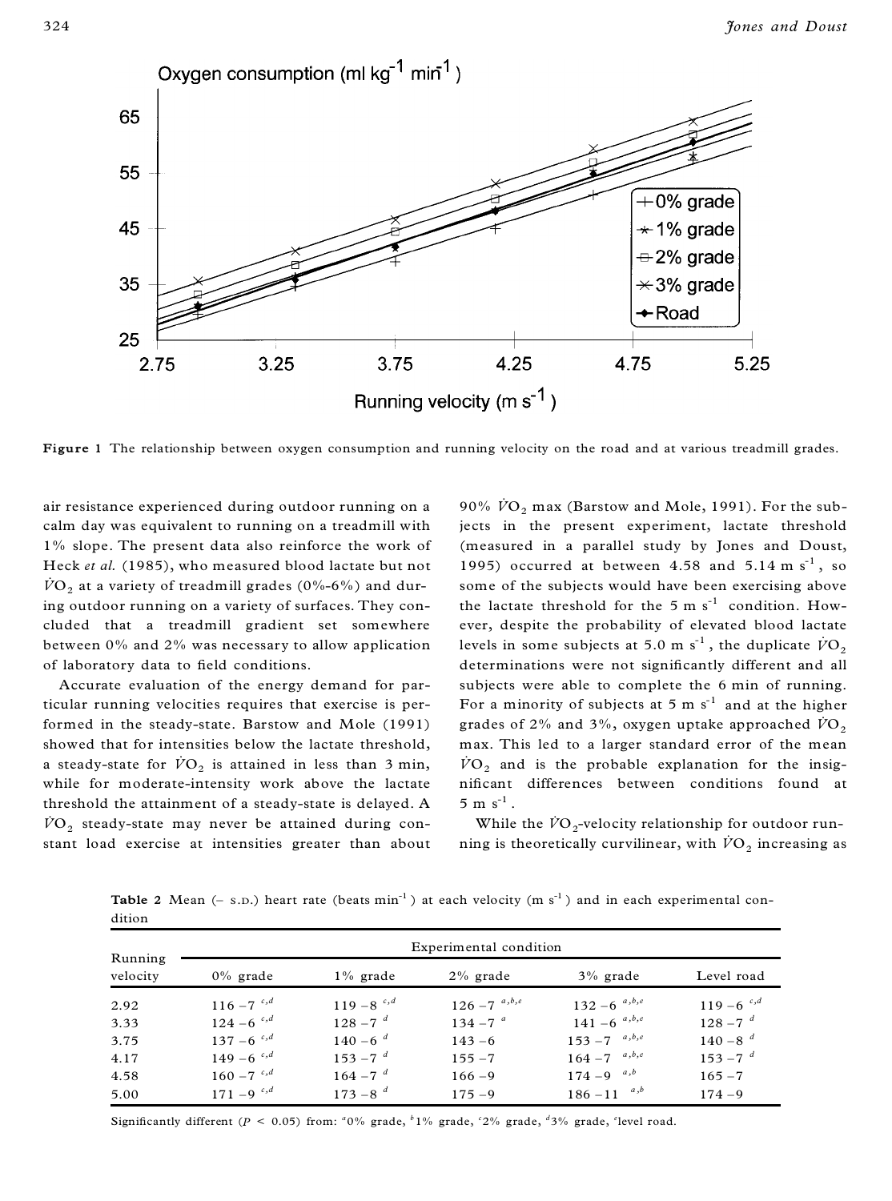**Figure 1** The relationship between oxygen consumption and running velocity on the road and at various treadmill grades.

air resistance experienced during outdoor running on a calm day was equivalent to running on a treadmill with 1% slope. The present data also reinforce the work of Heck *et al.* (1985), who measured blood lactate but not $\dot{V}O_2$ at a variety of treadmill grades (0%-6%) and during outdoor running on a variety of surfaces. They concluded that a treadmill gradient set somewhere between 0% and 2% was necessary to allow application of laboratory data to field conditions.

Accurate evaluation of the energy demand for particular running velocities requires that exercise is performed in the steady-state. Barstow and Mole (1991) showed that for intensities below the lactate threshold, a steady-state for $\dot{V}O_2$ is attained in less than 3 min, while for moderate-intensity work above the lactate threshold the attainment of a steady-state is delayed. A $\dot{V}O_2$ steady-state may never be attained during constant load exercise at intensities greater than about 90% $\dot{V}O_2$ max (Barstow and Mole, 1991). For the subjects in the present experiment, lactate threshold (measured in a parallel study by Jones and Doust, 1995) occurred at between 4.58 and 5.14 m s$^{-1}$, so some of the subjects would have been exercising above the lactate threshold for the 5 m s$^{-1}$ condition. However, despite the probability of elevated blood lactate levels in some subjects at 5.0 m s$^{-1}$, the duplicate $\dot{V}O_2$ determinations were not significantly different and all subjects were able to complete the 6 min of running. For a minority of subjects at 5 m s$^{-1}$ and at the higher grades of 2% and 3%, oxygen uptake approached $\dot{V}O_2$ max. This led to a larger standard error of the mean $\dot{V}O_2$ and is the probable explanation for the insignificant differences between conditions found at 5 m s$^{-1}$.

While the $\dot{V}O_2$-velocity relationship for outdoor running is theoretically curvilinear, with $\dot{V}O_2$ increasing as

**Table 2** Mean (± S.D.) heart rate (beats min$^{-1}$) at each velocity (m s$^{-1}$) and in each experimental condition

| Running velocity | Experimental condition | | | | |
|---|---|---|---|---|---|
| | 0% grade | 1% grade | 2% grade | 3% grade | Level road |
| 2.92 | 116 ± 7 [c,d] | 119 ± 8 [c,d] | 126 ± 7 [a,b,e] | 132 ± 6 [a,b,e] | 119 ± 6 [c,d] |
| 3.33 | 124 ± 6 [c,d] | 128 ± 7 [d] | 134 ± 7 [a] | 141 ± 6 [a,b,e] | 128 ± 7 [d] |
| 3.75 | 137 ± 6 [c,d] | 140 ± 6 [d] | 143 ± 6 | 153 ± 7 [a,b,e] | 140 ± 8 [d] |
| 4.17 | 149 ± 6 [c,d] | 153 ± 7 [d] | 155 ± 7 | 164 ± 7 [a,b,e] | 153 ± 7 [d] |
| 4.58 | 160 ± 7 [c,d] | 164 ± 7 [d] | 166 ± 9 | 174 ± 9 [a,b] | 165 ± 7 |
| 5.00 | 171 ± 9 [c,d] | 173 ± 8 [d] | 175 ± 9 | 186 ± 11 [a,b] | 174 ± 9 |

Significantly different ($P < 0.05$) from: [a]0% grade, [b]1% grade, [c]2% grade, [d]3% grade, [e]level road.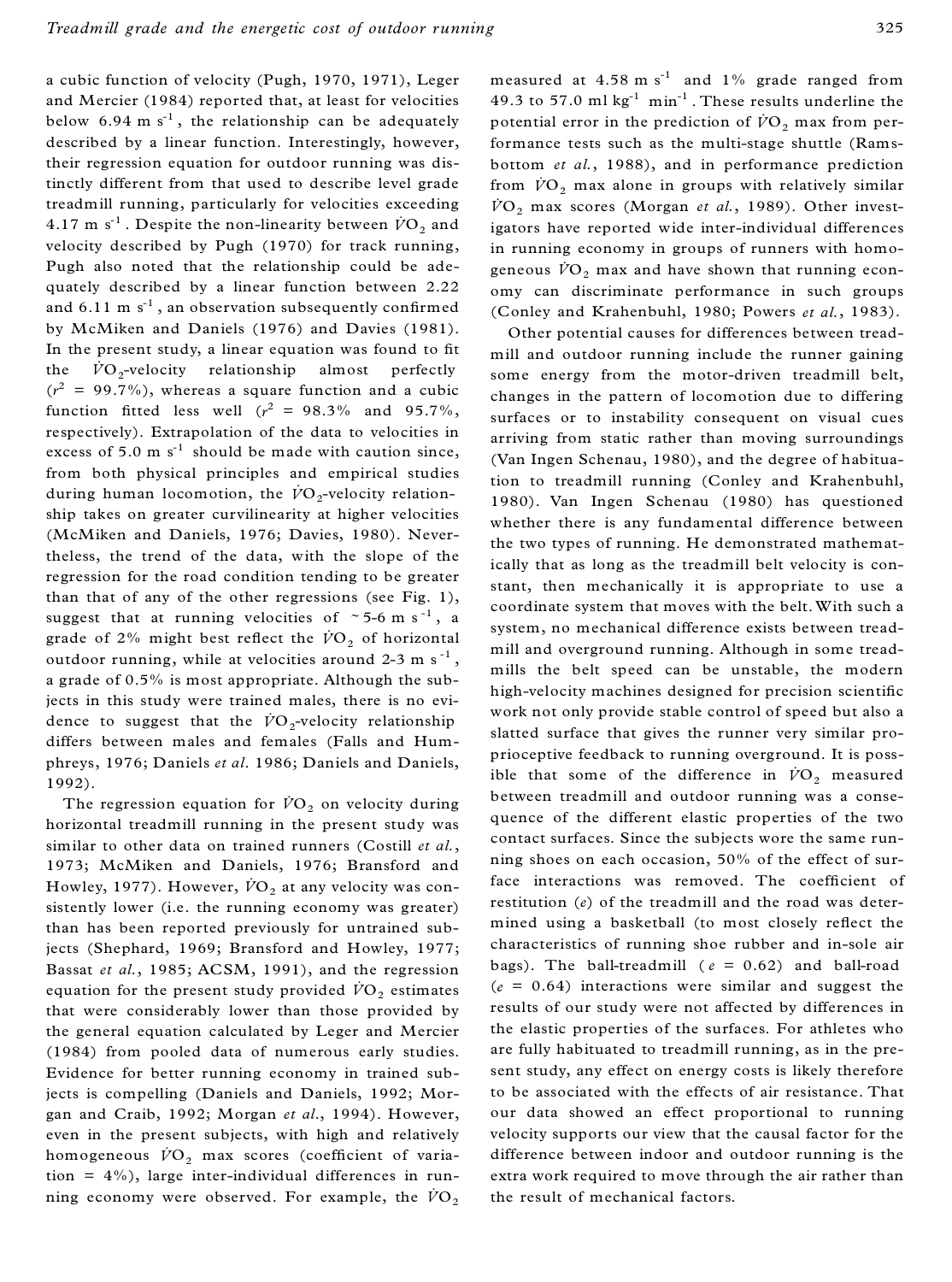a cubic function of velocity (Pugh, 1970, 1971), Leger and Mercier (1984) reported that, at least for velocities below 6.94 m $s^{-1}$, the relationship can be adequately described by a linear function. Interestingly, however, their regression equation for outdoor running was distinctly different from that used to describe level grade treadmill running, particularly for velocities exceeding 4.17 m $s^{-1}$. Despite the non-linearity between $\dot{V}O_2$ and velocity described by Pugh (1970) for track running, Pugh also noted that the relationship could be adequately described by a linear function between 2.22 and 6.11 m $s^{-1}$, an observation subsequently confirmed by McMiken and Daniels (1976) and Davies (1981). In the present study, a linear equation was found to fit the $\dot{V}O_2$-velocity relationship almost perfectly ($r^2$ = 99.7%), whereas a square function and a cubic function fitted less well ($r^2$ = 98.3% and 95.7%, respectively). Extrapolation of the data to velocities in excess of 5.0 m $s^{-1}$ should be made with caution since, from both physical principles and empirical studies during human locomotion, the $\dot{V}O_2$-velocity relationship takes on greater curvilinearity at higher velocities (McMiken and Daniels, 1976; Davies, 1980). Nevertheless, the trend of the data, with the slope of the regression for the road condition tending to be greater than that of any of the other regressions (see Fig. 1), suggest that at running velocities of ~5-6 m $s^{-1}$, a grade of 2% might best reflect the $\dot{V}O_2$ of horizontal outdoor running, while at velocities around 2-3 m $s^{-1}$, a grade of 0.5% is most appropriate. Although the subjects in this study were trained males, there is no evidence to suggest that the $\dot{V}O_2$-velocity relationship differs between males and females (Falls and Humphreys, 1976; Daniels *et al.* 1986; Daniels and Daniels, 1992).

The regression equation for $\dot{V}O_2$ on velocity during horizontal treadmill running in the present study was similar to other data on trained runners (Costill *et al.*, 1973; McMiken and Daniels, 1976; Bransford and Howley, 1977). However, $\dot{V}O_2$ at any velocity was consistently lower (i.e. the running economy was greater) than has been reported previously for untrained subjects (Shephard, 1969; Bransford and Howley, 1977; Bassat *et al.*, 1985; ACSM, 1991), and the regression equation for the present study provided $\dot{V}O_2$ estimates that were considerably lower than those provided by the general equation calculated by Leger and Mercier (1984) from pooled data of numerous early studies. Evidence for better running economy in trained subjects is compelling (Daniels and Daniels, 1992; Morgan and Craib, 1992; Morgan *et al.*, 1994). However, even in the present subjects, with high and relatively homogeneous $\dot{V}O_2$ max scores (coefficient of variation = 4%), large inter-individual differences in running economy were observed. For example, the $\dot{V}O_2$ measured at 4.58 m $s^{-1}$ and 1% grade ranged from 49.3 to 57.0 ml $kg^{-1}$ $min^{-1}$. These results underline the potential error in the prediction of $\dot{V}O_2$ max from performance tests such as the multi-stage shuttle (Ramsbottom *et al.*, 1988), and in performance prediction from $\dot{V}O_2$ max alone in groups with relatively similar $\dot{V}O_2$ max scores (Morgan *et al.*, 1989). Other investigators have reported wide inter-individual differences in running economy in groups of runners with homogeneous $\dot{V}O_2$ max and have shown that running economy can discriminate performance in such groups (Conley and Krahenbuhl, 1980; Powers *et al.*, 1983).

Other potential causes for differences between treadmill and outdoor running include the runner gaining some energy from the motor-driven treadmill belt, changes in the pattern of locomotion due to differing surfaces or to instability consequent on visual cues arriving from static rather than moving surroundings (Van Ingen Schenau, 1980), and the degree of habituation to treadmill running (Conley and Krahenbuhl, 1980). Van Ingen Schenau (1980) has questioned whether there is any fundamental difference between the two types of running. He demonstrated mathematically that as long as the treadmill belt velocity is constant, then mechanically it is appropriate to use a coordinate system that moves with the belt. With such a system, no mechanical difference exists between treadmill and overground running. Although in some treadmills the belt speed can be unstable, the modern high-velocity machines designed for precision scientific work not only provide stable control of speed but also a slatted surface that gives the runner very similar proprioceptive feedback to running overground. It is possible that some of the difference in $\dot{V}O_2$ measured between treadmill and outdoor running was a consequence of the different elastic properties of the two contact surfaces. Since the subjects wore the same running shoes on each occasion, 50% of the effect of surface interactions was removed. The coefficient of restitution ($e$) of the treadmill and the road was determined using a basketball (to most closely reflect the characteristics of running shoe rubber and in-sole air bags). The ball-treadmill ($e$ = 0.62) and ball-road ($e$ = 0.64) interactions were similar and suggest the results of our study were not affected by differences in the elastic properties of the surfaces. For athletes who are fully habituated to treadmill running, as in the present study, any effect on energy costs is likely therefore to be associated with the effects of air resistance. That our data showed an effect proportional to running velocity supports our view that the causal factor for the difference between indoor and outdoor running is the extra work required to move through the air rather than the result of mechanical factors.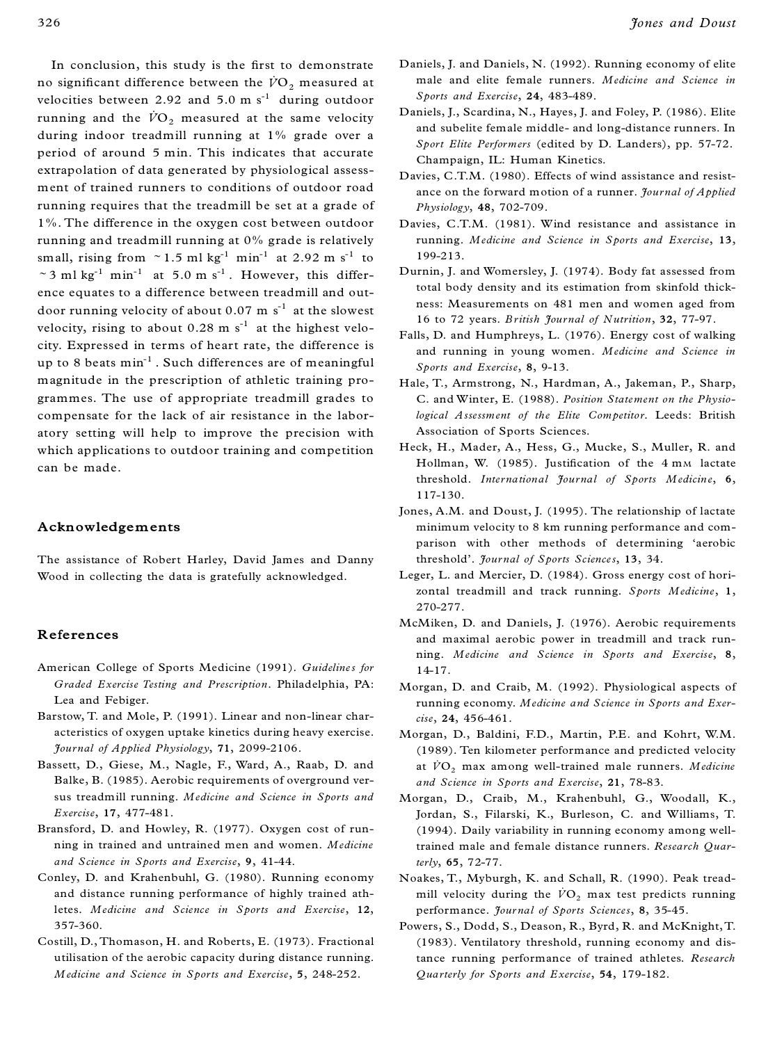In conclusion, this study is the first to demonstrate no significant difference between the $\dot{V}O_2$ measured at velocities between 2.92 and 5.0 m $s^{-1}$ during outdoor running and the $\dot{V}O_2$ measured at the same velocity during indoor treadmill running at 1% grade over a period of around 5 min. This indicates that accurate extrapolation of data generated by physiological assessment of trained runners to conditions of outdoor road running requires that the treadmill be set at a grade of 1%. The difference in the oxygen cost between outdoor running and treadmill running at 0% grade is relatively small, rising from ~1.5 ml $kg^{-1}$ $min^{-1}$ at 2.92 m $s^{-1}$ to ~3 ml $kg^{-1}$ $min^{-1}$ at 5.0 m $s^{-1}$. However, this difference equates to a difference between treadmill and outdoor running velocity of about 0.07 m $s^{-1}$ at the slowest velocity, rising to about 0.28 m $s^{-1}$ at the highest velocity. Expressed in terms of heart rate, the difference is up to 8 beats $min^{-1}$. Such differences are of meaningful magnitude in the prescription of athletic training programmes. The use of appropriate treadmill grades to compensate for the lack of air resistance in the laboratory setting will help to improve the precision with which applications to outdoor training and competition can be made.

## Acknowledgements

The assistance of Robert Harley, David James and Danny Wood in collecting the data is gratefully acknowledged.

## References

American College of Sports Medicine (1991). *Guidelines for Graded Exercise Testing and Prescription*. Philadelphia, PA: Lea and Febiger.

Barstow, T. and Mole, P. (1991). Linear and non-linear characteristics of oxygen uptake kinetics during heavy exercise. *Journal of Applied Physiology*, **71**, 2099-2106.

Bassett, D., Giese, M., Nagle, F., Ward, A., Raab, D. and Balke, B. (1985). Aerobic requirements of overground versus treadmill running. *Medicine and Science in Sports and Exercise*, **17**, 477-481.

Bransford, D. and Howley, R. (1977). Oxygen cost of running in trained and untrained men and women. *Medicine and Science in Sports and Exercise*, **9**, 41-44.

Conley, D. and Krahenbuhl, G. (1980). Running economy and distance running performance of highly trained athletes. *Medicine and Science in Sports and Exercise*, **12**, 357-360.

Costill, D., Thomason, H. and Roberts, E. (1973). Fractional utilisation of the aerobic capacity during distance running. *Medicine and Science in Sports and Exercise*, **5**, 248-252.

Daniels, J. and Daniels, N. (1992). Running economy of elite male and elite female runners. *Medicine and Science in Sports and Exercise*, **24**, 483-489.

Daniels, J., Scardina, N., Hayes, J. and Foley, P. (1986). Elite and subelite female middle- and long-distance runners. In *Sport Elite Performers* (edited by D. Landers), pp. 57-72. Champaign, IL: Human Kinetics.

Davies, C.T.M. (1980). Effects of wind assistance and resistance on the forward motion of a runner. *Journal of Applied Physiology*, **48**, 702-709.

Davies, C.T.M. (1981). Wind resistance and assistance in running. *Medicine and Science in Sports and Exercise*, **13**, 199-213.

Durnin, J. and Womersley, J. (1974). Body fat assessed from total body density and its estimation from skinfold thickness: Measurements on 481 men and women aged from 16 to 72 years. *British Journal of Nutrition*, **32**, 77-97.

Falls, D. and Humphreys, L. (1976). Energy cost of walking and running in young women. *Medicine and Science in Sports and Exercise*, **8**, 9-13.

Hale, T., Armstrong, N., Hardman, A., Jakeman, P., Sharp, C. and Winter, E. (1988). *Position Statement on the Physiological Assessment of the Elite Competitor*. Leeds: British Association of Sports Sciences.

Heck, H., Mader, A., Hess, G., Mucke, S., Muller, R. and Hollman, W. (1985). Justification of the 4 mM lactate threshold. *International Journal of Sports Medicine*, **6**, 117-130.

Jones, A.M. and Doust, J. (1995). The relationship of lactate minimum velocity to 8 km running performance and comparison with other methods of determining 'aerobic threshold'. *Journal of Sports Sciences*, **13**, 34.

Leger, L. and Mercier, D. (1984). Gross energy cost of horizontal treadmill and track running. *Sports Medicine*, **1**, 270-277.

McMiken, D. and Daniels, J. (1976). Aerobic requirements and maximal aerobic power in treadmill and track running. *Medicine and Science in Sports and Exercise*, **8**, 14-17.

Morgan, D. and Craib, M. (1992). Physiological aspects of running economy. *Medicine and Science in Sports and Exercise*, **24**, 456-461.

Morgan, D., Baldini, F.D., Martin, P.E. and Kohrt, W.M. (1989). Ten kilometer performance and predicted velocity at $\dot{V}O_2$ max among well-trained male runners. *Medicine and Science in Sports and Exercise*, **21**, 78-83.

Morgan, D., Craib, M., Krahenbuhl, G., Woodall, K., Jordan, S., Filarski, K., Burleson, C. and Williams, T. (1994). Daily variability in running economy among well-trained male and female distance runners. *Research Quarterly*, **65**, 72-77.

Noakes, T., Myburgh, K. and Schall, R. (1990). Peak treadmill velocity during the $\dot{V}O_2$ max test predicts running performance. *Journal of Sports Sciences*, **8**, 35-45.

Powers, S., Dodd, S., Deason, R., Byrd, R. and McKnight, T. (1983). Ventilatory threshold, running economy and distance running performance of trained athletes. *Research Quarterly for Sports and Exercise*, **54**, 179-182.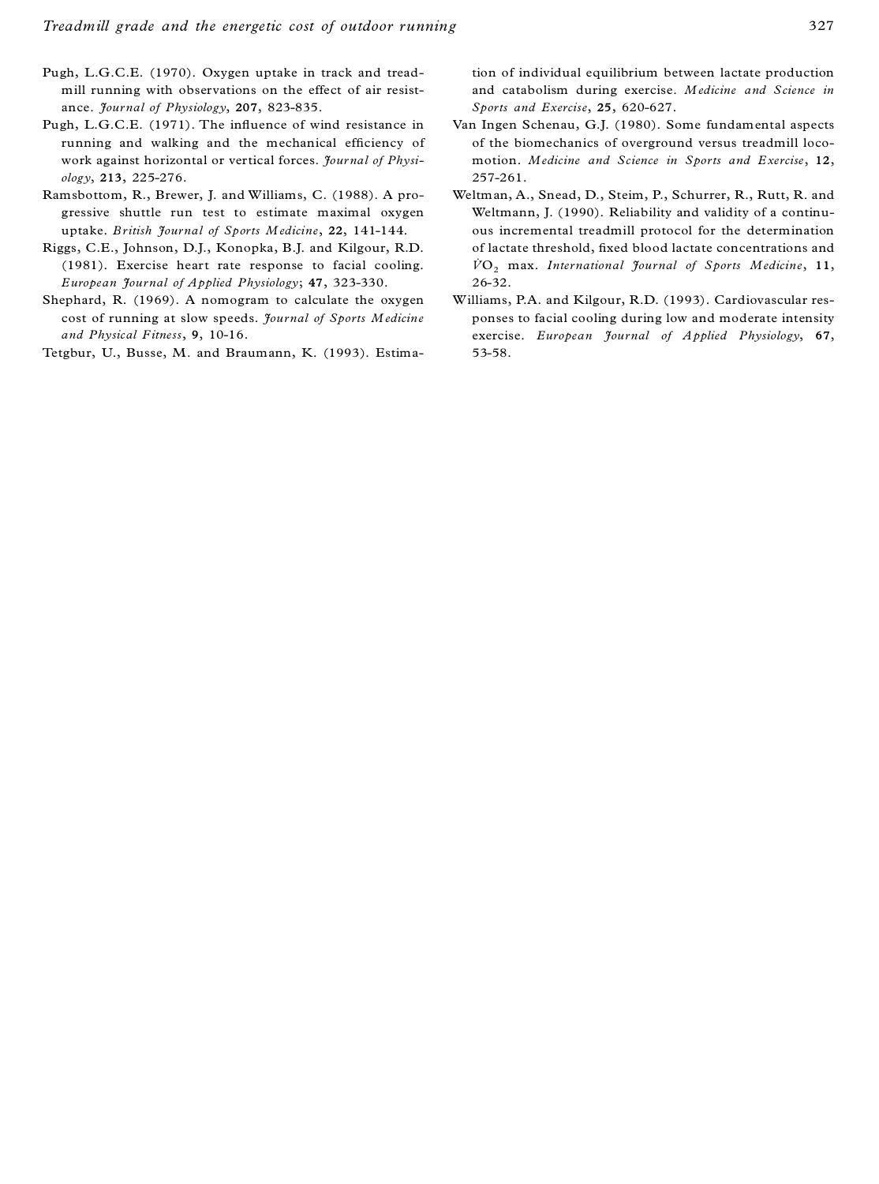Pugh, L.G.C.E. (1970). Oxygen uptake in track and treadmill running with observations on the effect of air resistance. *Journal of Physiology*, **207**, 823-835.

Pugh, L.G.C.E. (1971). The influence of wind resistance in running and walking and the mechanical efficiency of work against horizontal or vertical forces. *Journal of Physiology*, **213**, 225-276.

Ramsbottom, R., Brewer, J. and Williams, C. (1988). A progressive shuttle run test to estimate maximal oxygen uptake. *British Journal of Sports Medicine*, **22**, 141-144.

Riggs, C.E., Johnson, D.J., Konopka, B.J. and Kilgour, R.D. (1981). Exercise heart rate response to facial cooling. *European Journal of Applied Physiology*; **47**, 323-330.

Shephard, R. (1969). A nomogram to calculate the oxygen cost of running at slow speeds. *Journal of Sports Medicine and Physical Fitness*, **9**, 10-16.

Tetgbur, U., Busse, M. and Braumann, K. (1993). Estimation of individual equilibrium between lactate production and catabolism during exercise. *Medicine and Science in Sports and Exercise*, **25**, 620-627.

Van Ingen Schenau, G.J. (1980). Some fundamental aspects of the biomechanics of overground versus treadmill locomotion. *Medicine and Science in Sports and Exercise*, **12**, 257-261.

Weltman, A., Snead, D., Steim, P., Schurrer, R., Rutt, R. and Weltmann, J. (1990). Reliability and validity of a continuous incremental treadmill protocol for the determination of lactate threshold, fixed blood lactate concentrations and $\dot{V}O_2$ max. *International Journal of Sports Medicine*, **11**, 26-32.

Williams, P.A. and Kilgour, R.D. (1993). Cardiovascular responses to facial cooling during low and moderate intensity exercise. *European Journal of Applied Physiology*, **67**, 53-58.